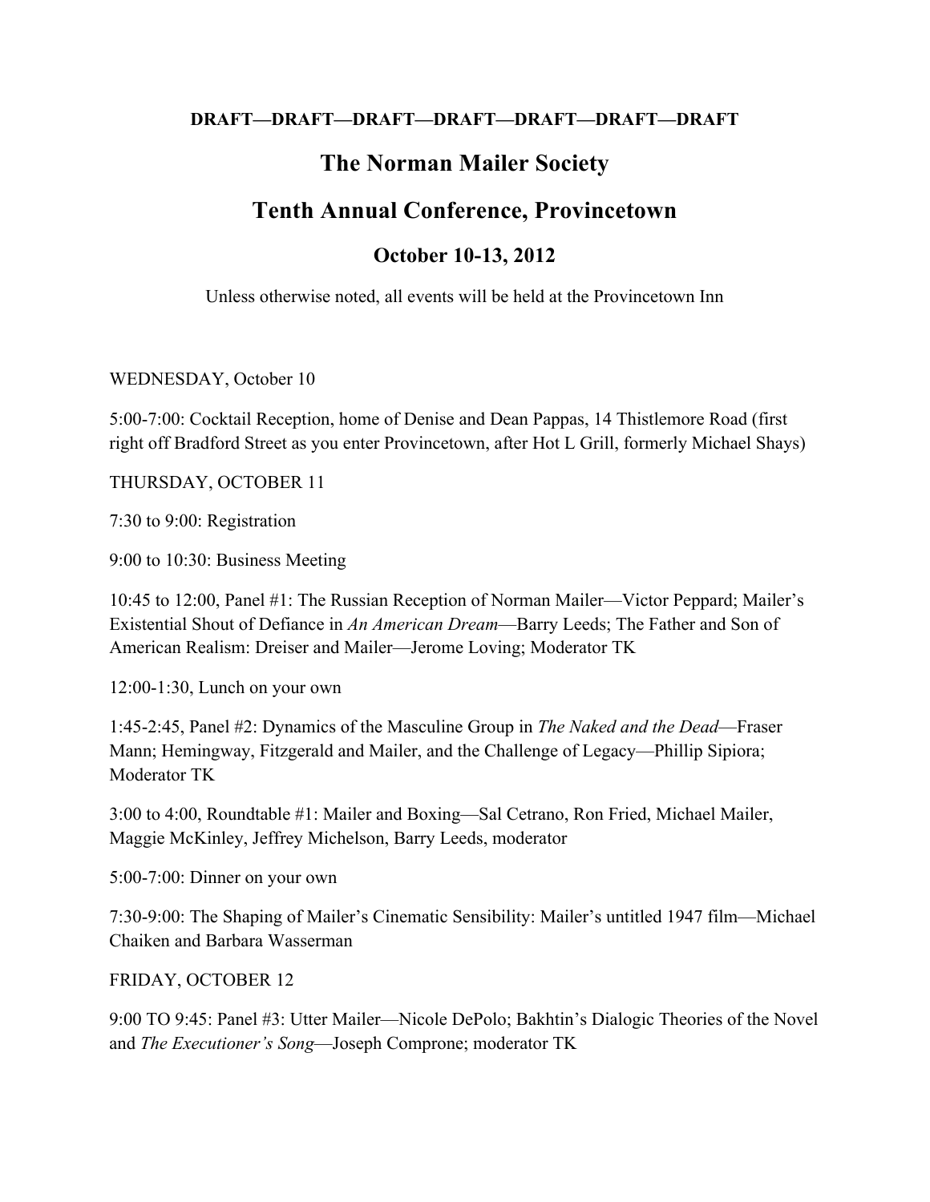**DRAFT—DRAFT—DRAFT—DRAFT—DRAFT—DRAFT—DRAFT**

# The Norman Mailer Society

# Tenth Annual Conference, Provincetown

## October 10-13, 2012

Unless otherwise noted, all events will be held at the Provincetown Inn

WEDNESDAY, October 10

5:00-7:00: Cocktail Reception, home of Denise and Dean Pappas, 14 Thistlemore Road (first right off Bradford Street as you enter Provincetown, after Hot L Grill, formerly Michael Shays)

THURSDAY, OCTOBER 11

7:30 to 9:00: Registration

9:00 to 10:30: Business Meeting

10:45 to 12:00, Panel #1: The Russian Reception of Norman Mailer—Victor Peppard; Mailer's Existential Shout of Defiance in *An American Dream*—Barry Leeds; The Father and Son of American Realism: Dreiser and Mailer—Jerome Loving; Moderator TK

12:00-1:30, Lunch on your own

1:45-2:45, Panel #2: Dynamics of the Masculine Group in *The Naked and the Dead*—Fraser Mann; Hemingway, Fitzgerald and Mailer, and the Challenge of Legacy—Phillip Sipiora; Moderator TK

3:00 to 4:00, Roundtable #1: Mailer and Boxing—Sal Cetrano, Ron Fried, Michael Mailer, Maggie McKinley, Jeffrey Michelson, Barry Leeds, moderator

5:00-7:00: Dinner on your own

7:30-9:00: The Shaping of Mailer's Cinematic Sensibility: Mailer's untitled 1947 film—Michael Chaiken and Barbara Wasserman

FRIDAY, OCTOBER 12

9:00 TO 9:45: Panel #3: Utter Mailer—Nicole DePolo; Bakhtin's Dialogic Theories of the Novel and *The Executioner's Song*—Joseph Comprone; moderator TK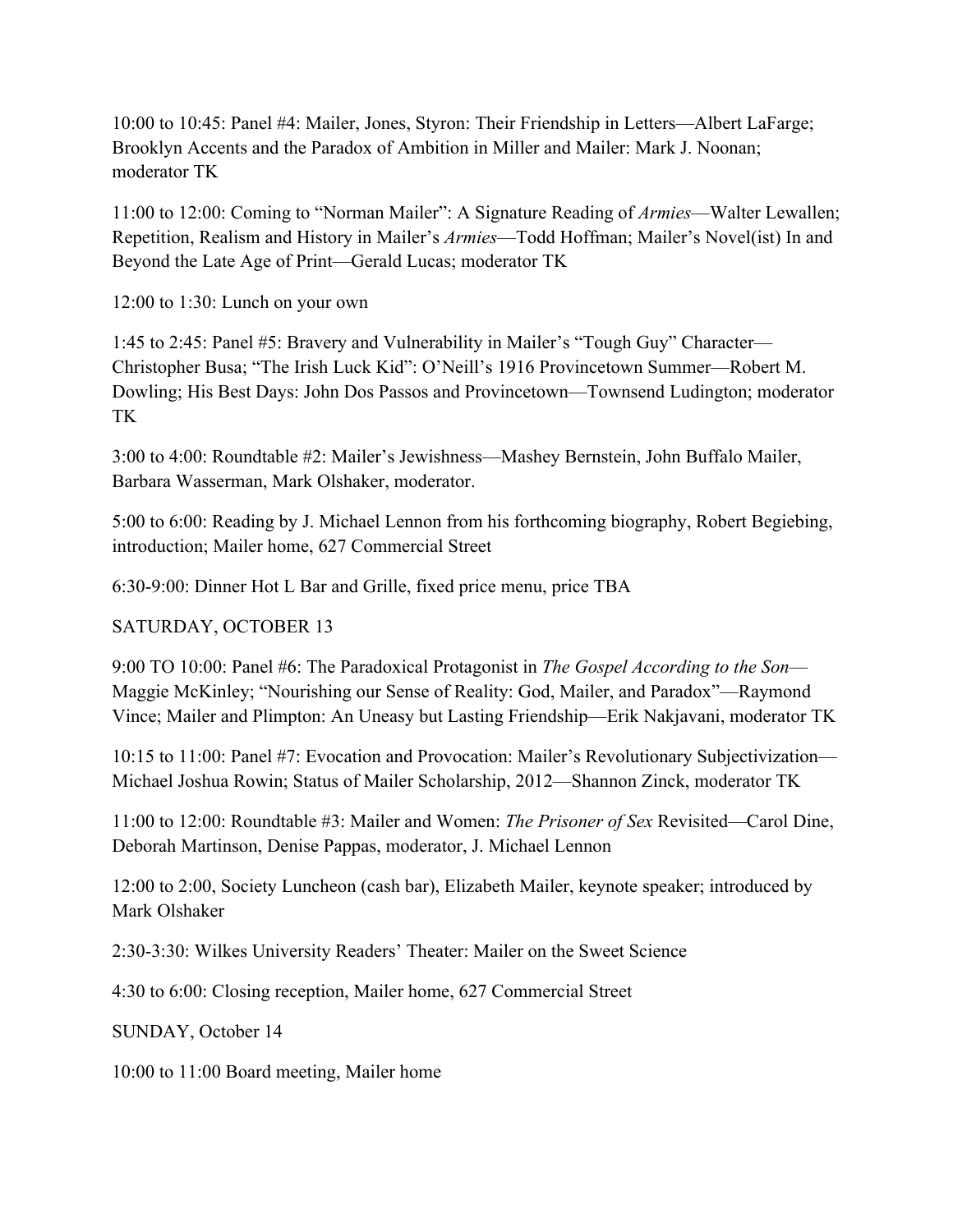10:00 to 10:45: Panel #4: Mailer, Jones, Styron: Their Friendship in Letters—Albert LaFarge; Brooklyn Accents and the Paradox of Ambition in Miller and Mailer: Mark J. Noonan; moderator TK

11:00 to 12:00: Coming to "Norman Mailer": A Signature Reading of *Armies*—Walter Lewallen; Repetition, Realism and History in Mailer's *Armies*—Todd Hoffman; Mailer's Novel(ist) In and Beyond the Late Age of Print—Gerald Lucas; moderator TK

12:00 to 1:30: Lunch on your own

1:45 to 2:45: Panel #5: Bravery and Vulnerability in Mailer's "Tough Guy" Character—Christopher Busa; "The Irish Luck Kid": O'Neill's 1916 Provincetown Summer—Robert M. Dowling; His Best Days: John Dos Passos and Provincetown—Townsend Ludington; moderator TK

3:00 to 4:00: Roundtable #2: Mailer's Jewishness—Mashey Bernstein, John Buffalo Mailer, Barbara Wasserman, Mark Olshaker, moderator.

5:00 to 6:00: Reading by J. Michael Lennon from his forthcoming biography, Robert Begiebing, introduction; Mailer home, 627 Commercial Street

6:30-9:00: Dinner Hot L Bar and Grille, fixed price menu, price TBA

SATURDAY, OCTOBER 13

9:00 TO 10:00: Panel #6: The Paradoxical Protagonist in *The Gospel According to the Son*—Maggie McKinley; "Nourishing our Sense of Reality: God, Mailer, and Paradox"—Raymond Vince; Mailer and Plimpton: An Uneasy but Lasting Friendship—Erik Nakjavani, moderator TK

10:15 to 11:00: Panel #7: Evocation and Provocation: Mailer's Revolutionary Subjectivization—Michael Joshua Rowin; Status of Mailer Scholarship, 2012—Shannon Zinck, moderator TK

11:00 to 12:00: Roundtable #3: Mailer and Women: *The Prisoner of Sex* Revisited—Carol Dine, Deborah Martinson, Denise Pappas, moderator, J. Michael Lennon

12:00 to 2:00, Society Luncheon (cash bar), Elizabeth Mailer, keynote speaker; introduced by Mark Olshaker

2:30-3:30: Wilkes University Readers' Theater: Mailer on the Sweet Science

4:30 to 6:00: Closing reception, Mailer home, 627 Commercial Street

SUNDAY, October 14

10:00 to 11:00 Board meeting, Mailer home